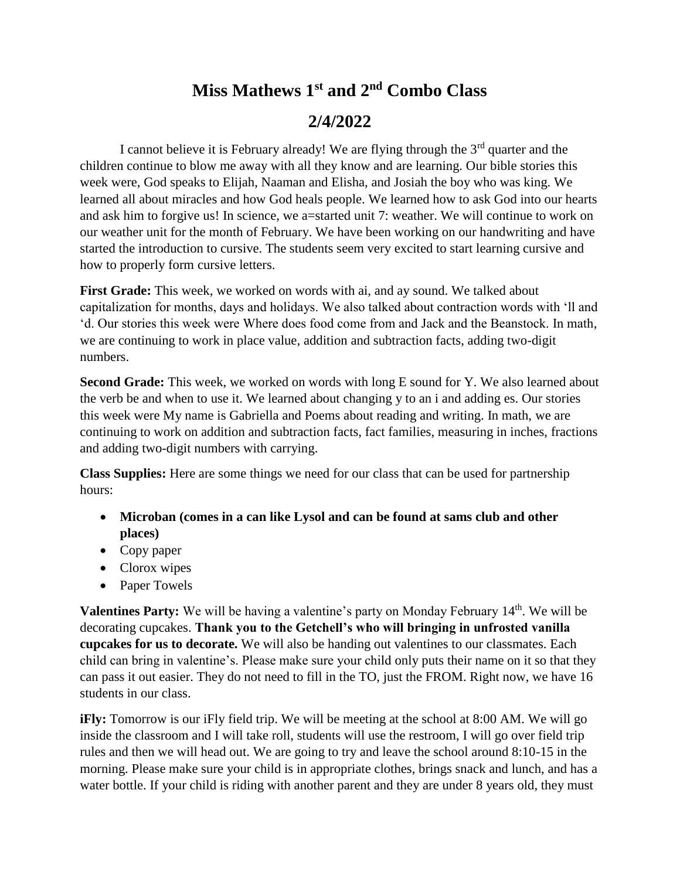# Miss Mathews 1st and 2nd Combo Class

## 2/4/2022

I cannot believe it is February already! We are flying through the 3rd quarter and the children continue to blow me away with all they know and are learning. Our bible stories this week were, God speaks to Elijah, Naaman and Elisha, and Josiah the boy who was king. We learned all about miracles and how God heals people. We learned how to ask God into our hearts and ask him to forgive us! In science, we a=started unit 7: weather. We will continue to work on our weather unit for the month of February. We have been working on our handwriting and have started the introduction to cursive. The students seem very excited to start learning cursive and how to properly form cursive letters.

**First Grade:** This week, we worked on words with ai, and ay sound. We talked about capitalization for months, days and holidays. We also talked about contraction words with 'll and 'd. Our stories this week were Where does food come from and Jack and the Beanstock. In math, we are continuing to work in place value, addition and subtraction facts, adding two-digit numbers.

**Second Grade:** This week, we worked on words with long E sound for Y. We also learned about the verb be and when to use it. We learned about changing y to an i and adding es. Our stories this week were My name is Gabriella and Poems about reading and writing. In math, we are continuing to work on addition and subtraction facts, fact families, measuring in inches, fractions and adding two-digit numbers with carrying.

**Class Supplies:** Here are some things we need for our class that can be used for partnership hours:

- **Microban (comes in a can like Lysol and can be found at sams club and other places)**
- Copy paper
- Clorox wipes
- Paper Towels

**Valentines Party:** We will be having a valentine's party on Monday February 14th. We will be decorating cupcakes. **Thank you to the Getchell's who will bringing in unfrosted vanilla cupcakes for us to decorate.** We will also be handing out valentines to our classmates. Each child can bring in valentine's. Please make sure your child only puts their name on it so that they can pass it out easier. They do not need to fill in the TO, just the FROM. Right now, we have 16 students in our class.

**iFly:** Tomorrow is our iFly field trip. We will be meeting at the school at 8:00 AM. We will go inside the classroom and I will take roll, students will use the restroom, I will go over field trip rules and then we will head out. We are going to try and leave the school around 8:10-15 in the morning. Please make sure your child is in appropriate clothes, brings snack and lunch, and has a water bottle. If your child is riding with another parent and they are under 8 years old, they must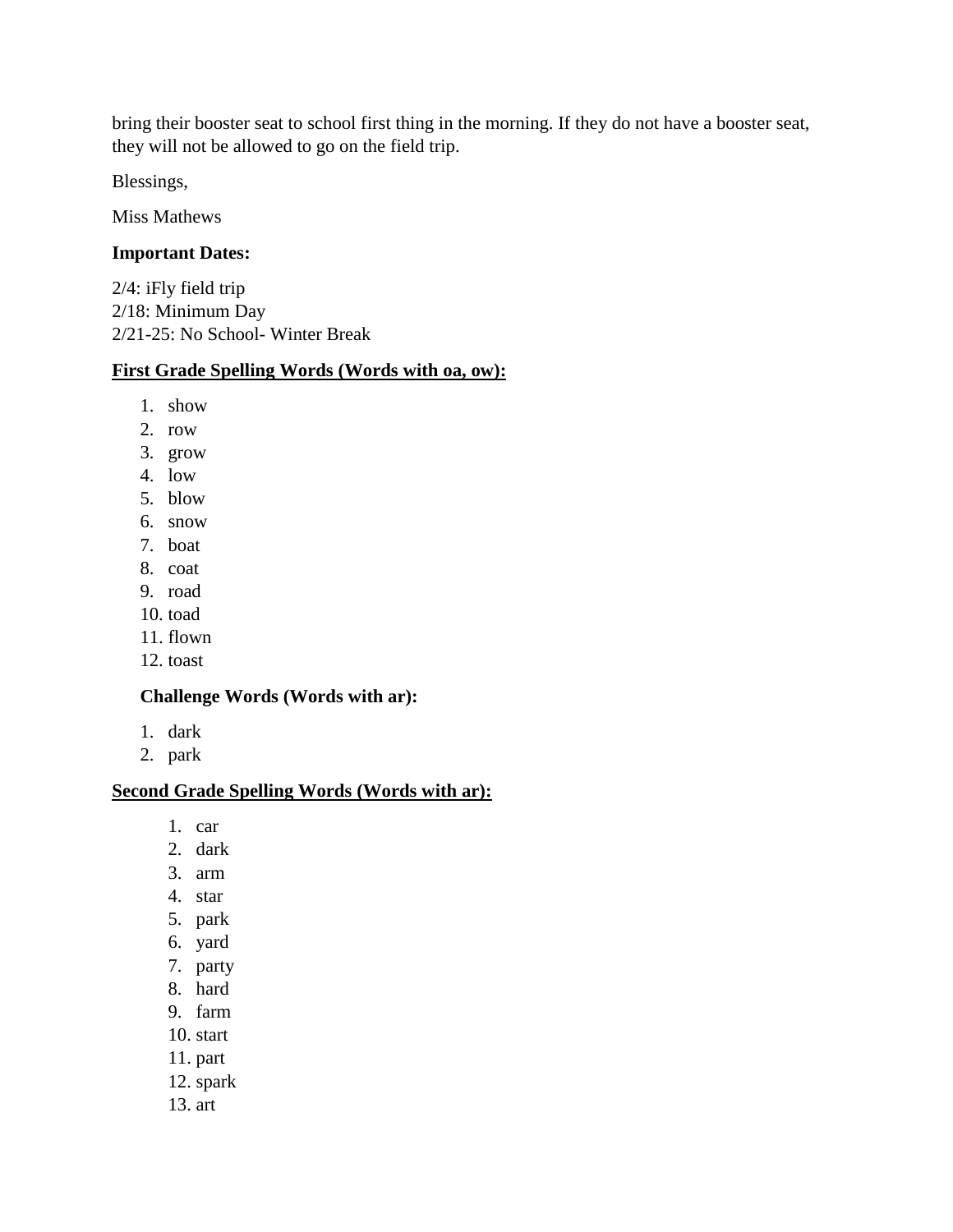bring their booster seat to school first thing in the morning. If they do not have a booster seat, they will not be allowed to go on the field trip.

Blessings,

Miss Mathews

**Important Dates:**

2/4: iFly field trip
2/18: Minimum Day
2/21-25: No School- Winter Break

**<u>First Grade Spelling Words (Words with oa, ow):</u>**

1. show
2. row
3. grow
4. low
5. blow
6. snow
7. boat
8. coat
9. road
10. toad
11. flown
12. toast

**Challenge Words (Words with ar):**

1. dark
2. park

**<u>Second Grade Spelling Words (Words with ar):</u>**

1. car
2. dark
3. arm
4. star
5. park
6. yard
7. party
8. hard
9. farm
10. start
11. part
12. spark
13. art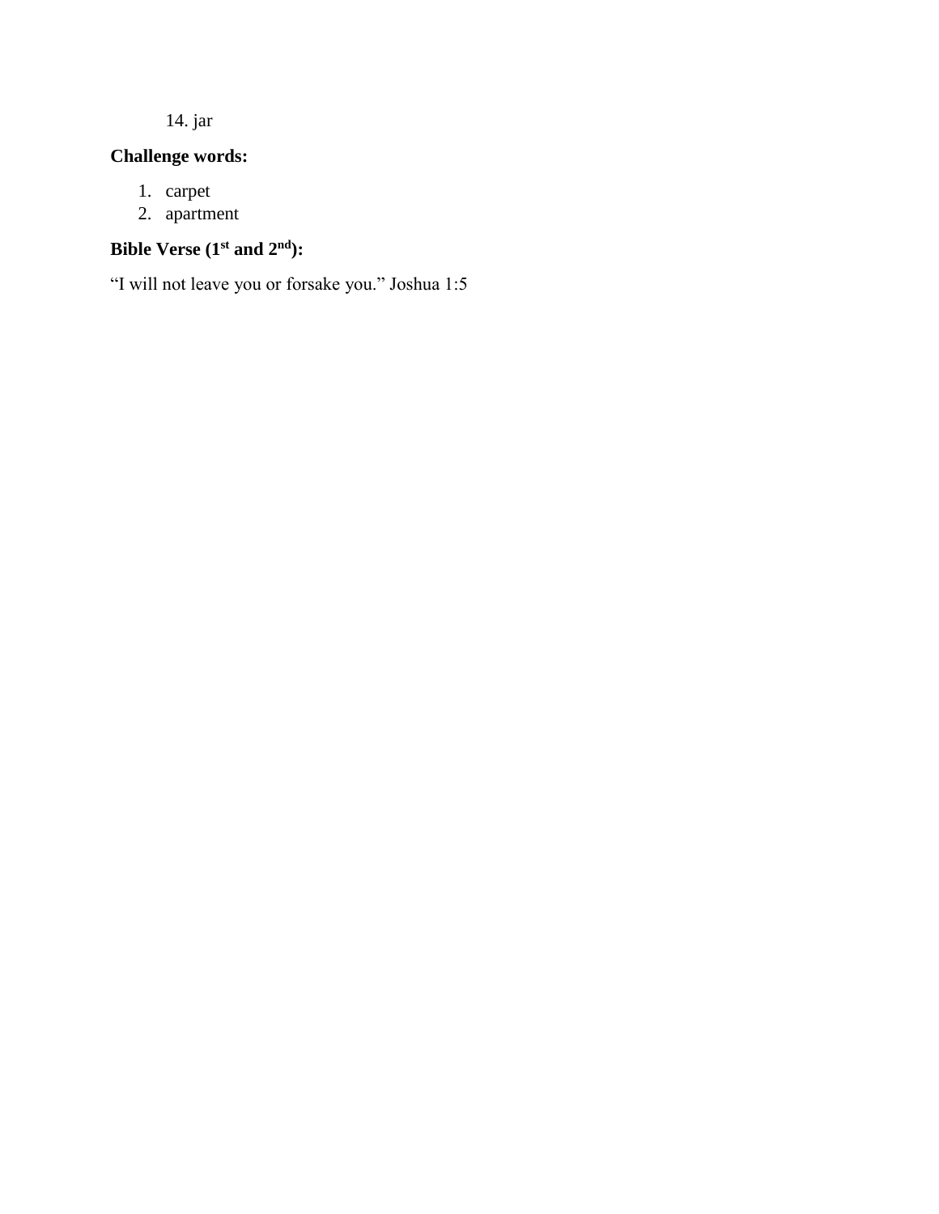14. jar

**Challenge words:**

1. carpet
2. apartment

**Bible Verse (1st and 2nd):**

"I will not leave you or forsake you." Joshua 1:5